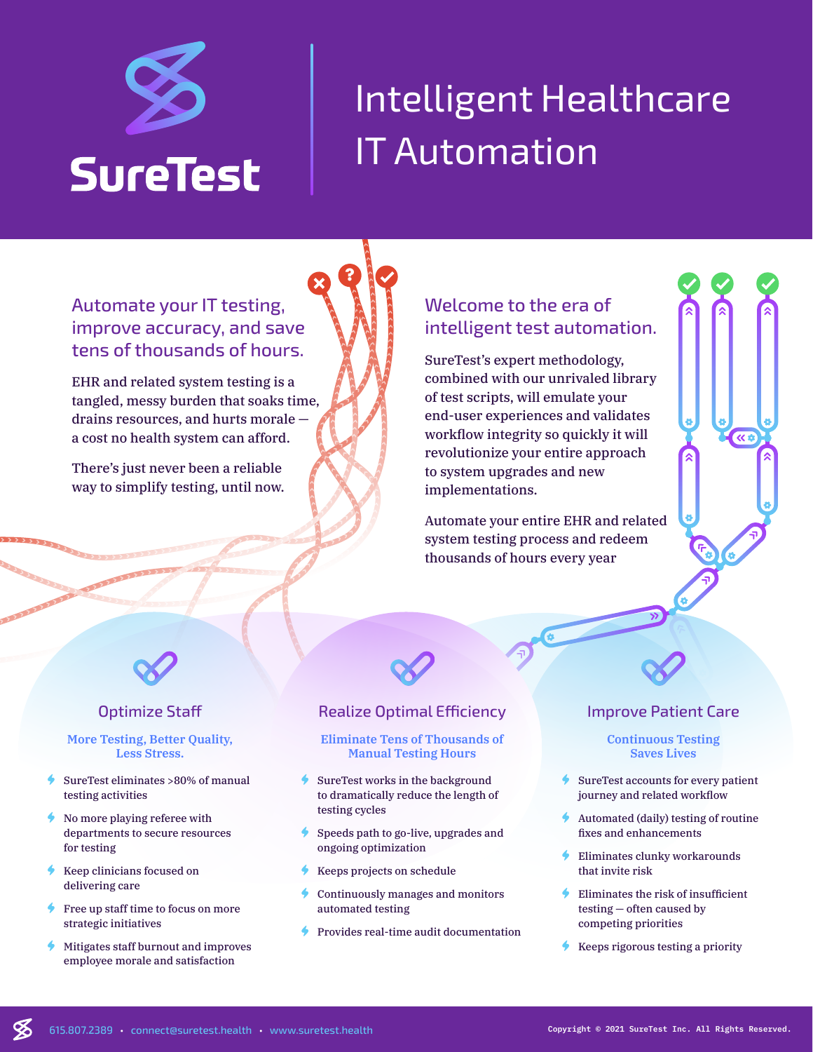# SureTest

# Intelligent Healthcare IT Automation

## Automate your IT testing, improve accuracy, and save tens of thousands of hours.

EHR and related system testing is a tangled, messy burden that soaks time, drains resources, and hurts morale — a cost no health system can afford.

There's just never been a reliable way to simplify testing, until now.

## Welcome to the era of intelligent test automation.

SureTest's expert methodology, combined with our unrivaled library of test scripts, will emulate your end-user experiences and validates workflow integrity so quickly it will revolutionize your entire approach to system upgrades and new implementations.

Automate your entire EHR and related system testing process and redeem thousands of hours every year

### Optimize Staff

**More Testing, Better Quality, Less Stress.**

- SureTest eliminates >80% of manual testing activities
- No more playing referee with departments to secure resources for testing
- Keep clinicians focused on delivering care
- Free up staff time to focus on more strategic initiatives
- Mitigates staff burnout and improves employee morale and satisfaction

### Realize Optimal Efficiency

**Eliminate Tens of Thousands of Manual Testing Hours**

- SureTest works in the background to dramatically reduce the length of testing cycles
- Speeds path to go-live, upgrades and ongoing optimization
- Keeps projects on schedule
- Continuously manages and monitors automated testing
- Provides real-time audit documentation

### Improve Patient Care

**Continuous Testing Saves Lives**

- SureTest accounts for every patient journey and related workflow
- Automated (daily) testing of routine fixes and enhancements
- Eliminates clunky workarounds that invite risk
- Eliminates the risk of insufficient testing — often caused by competing priorities
- Keeps rigorous testing a priority

615.807.2389 • connect@suretest.health • www.suretest.health

Copyright © 2021 SureTest Inc. All Rights Reserved.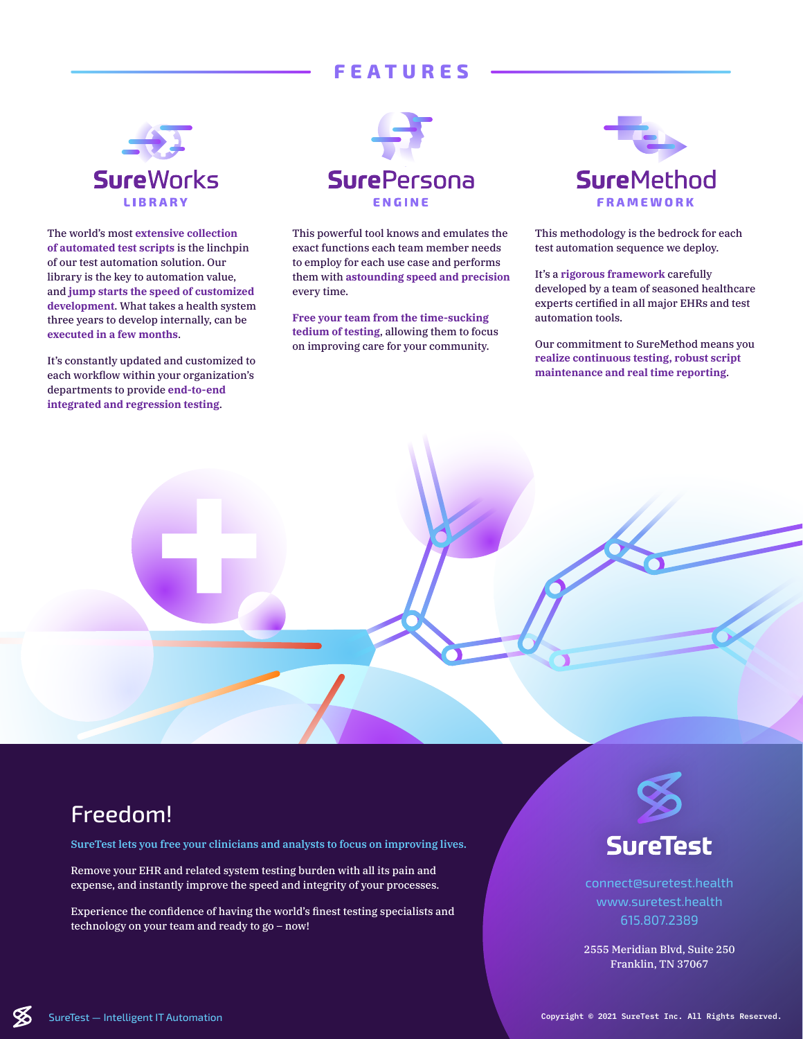## FEATURES

### SureWorks
**LIBRARY**

The world's most **extensive collection of automated test scripts** is the linchpin of our test automation solution. Our library is the key to automation value, and **jump starts the speed of customized development**. What takes a health system three years to develop internally, can be **executed in a few months**.

It's constantly updated and customized to each workflow within your organization's departments to provide **end-to-end integrated and regression testing**.

### SurePersona
**ENGINE**

This powerful tool knows and emulates the exact functions each team member needs to employ for each use case and performs them with **astounding speed and precision** every time.

**Free your team from the time-sucking tedium of testing**, allowing them to focus on improving care for your community.

### SureMethod
**FRAMEWORK**

This methodology is the bedrock for each test automation sequence we deploy.

It's a **rigorous framework** carefully developed by a team of seasoned healthcare experts certified in all major EHRs and test automation tools.

Our commitment to SureMethod means you **realize continuous testing, robust script maintenance and real time reporting**.

## Freedom!

**SureTest lets you free your clinicians and analysts to focus on improving lives.**

Remove your EHR and related system testing burden with all its pain and expense, and instantly improve the speed and integrity of your processes.

Experience the confidence of having the world's finest testing specialists and technology on your team and ready to go – now!

**SureTest**

connect@suretest.health
www.suretest.health
615.807.2389

2555 Meridian Blvd, Suite 250
Franklin, TN 37067

SureTest — Intelligent IT Automation

Copyright © 2021 SureTest Inc. All Rights Reserved.